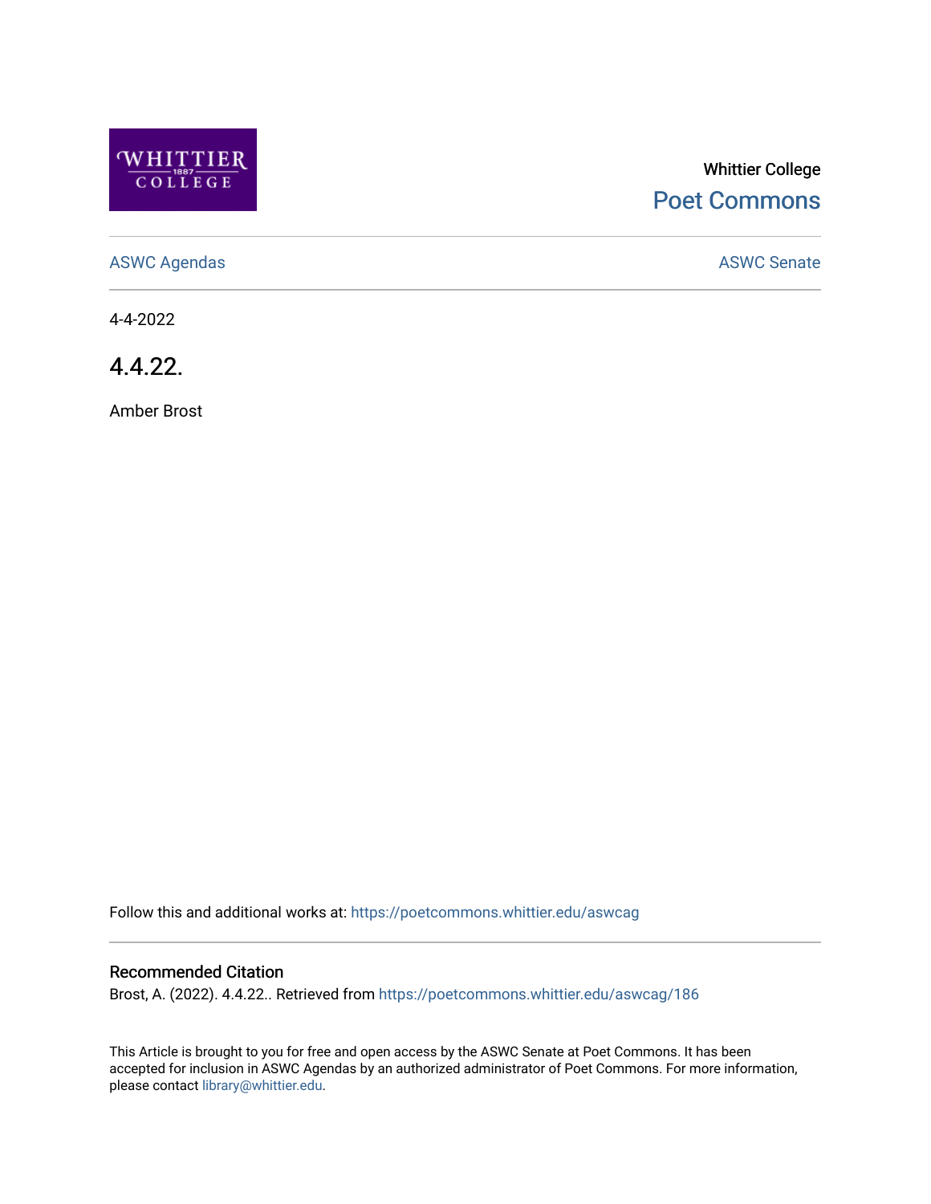Whittier College

Poet Commons

ASWC Agendas

ASWC Senate

4-4-2022

# 4.4.22.

Amber Brost

Follow this and additional works at: https://poetcommons.whittier.edu/aswcag

## Recommended Citation

Brost, A. (2022). 4.4.22.. Retrieved from https://poetcommons.whittier.edu/aswcag/186

This Article is brought to you for free and open access by the ASWC Senate at Poet Commons. It has been accepted for inclusion in ASWC Agendas by an authorized administrator of Poet Commons. For more information, please contact library@whittier.edu.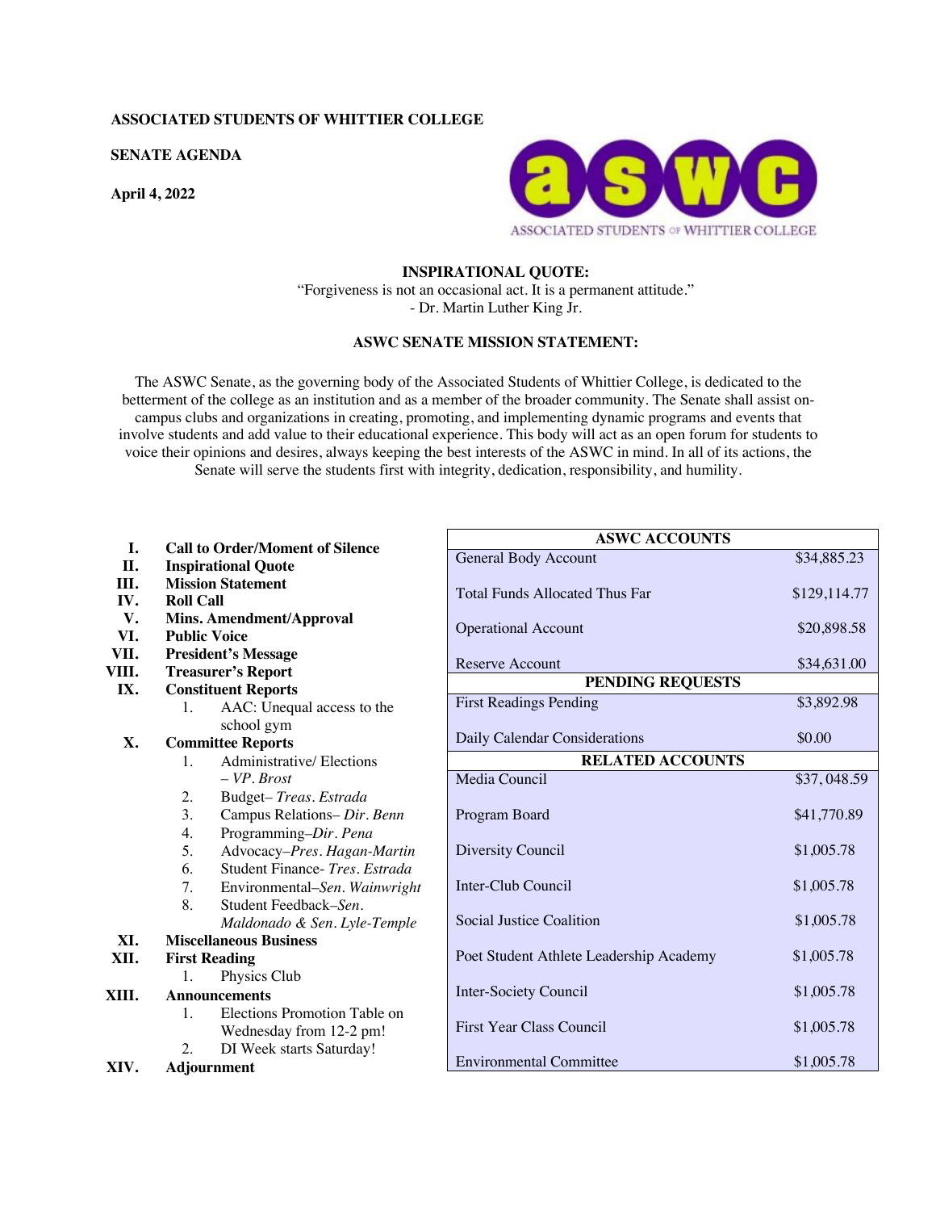**ASSOCIATED STUDENTS OF WHITTIER COLLEGE**

**SENATE AGENDA**

**April 4, 2022**

ASSOCIATED STUDENTS OF WHITTIER COLLEGE

**INSPIRATIONAL QUOTE:**

"Forgiveness is not an occasional act. It is a permanent attitude."
- Dr. Martin Luther King Jr.

**ASWC SENATE MISSION STATEMENT:**

The ASWC Senate, as the governing body of the Associated Students of Whittier College, is dedicated to the betterment of the college as an institution and as a member of the broader community. The Senate shall assist on-campus clubs and organizations in creating, promoting, and implementing dynamic programs and events that involve students and add value to their educational experience. This body will act as an open forum for students to voice their opinions and desires, always keeping the best interests of the ASWC in mind. In all of its actions, the Senate will serve the students first with integrity, dedication, responsibility, and humility.

- **I. Call to Order/Moment of Silence**
- **II. Inspirational Quote**
- **III. Mission Statement**
- **IV. Roll Call**
- **V. Mins. Amendment/Approval**
- **VI. Public Voice**
- **VII. President's Message**
- **VIII. Treasurer's Report**
- **IX. Constituent Reports**
  1. AAC: Unequal access to the school gym
- **X. Committee Reports**
  1. Administrative/ Elections – *VP. Brost*
  2. Budget– *Treas. Estrada*
  3. Campus Relations– *Dir. Benn*
  4. Programming–*Dir. Pena*
  5. Advocacy–*Pres. Hagan-Martin*
  6. Student Finance- *Tres. Estrada*
  7. Environmental–*Sen. Wainwright*
  8. Student Feedback–*Sen. Maldonado & Sen. Lyle-Temple*
- **XI. Miscellaneous Business**
- **XII. First Reading**
  1. Physics Club
- **XIII. Announcements**
  1. Elections Promotion Table on Wednesday from 12-2 pm!
  2. DI Week starts Saturday!
- **XIV. Adjournment**

| **ASWC ACCOUNTS** | |
|---|---|
| General Body Account | $34,885.23 |
| Total Funds Allocated Thus Far | $129,114.77 |
| Operational Account | $20,898.58 |
| Reserve Account | $34,631.00 |
| **PENDING REQUESTS** | |
| First Readings Pending | $3,892.98 |
| Daily Calendar Considerations | $0.00 |
| **RELATED ACCOUNTS** | |
| Media Council | $37, 048.59 |
| Program Board | $41,770.89 |
| Diversity Council | $1,005.78 |
| Inter-Club Council | $1,005.78 |
| Social Justice Coalition | $1,005.78 |
| Poet Student Athlete Leadership Academy | $1,005.78 |
| Inter-Society Council | $1,005.78 |
| First Year Class Council | $1,005.78 |
| Environmental Committee | $1,005.78 |